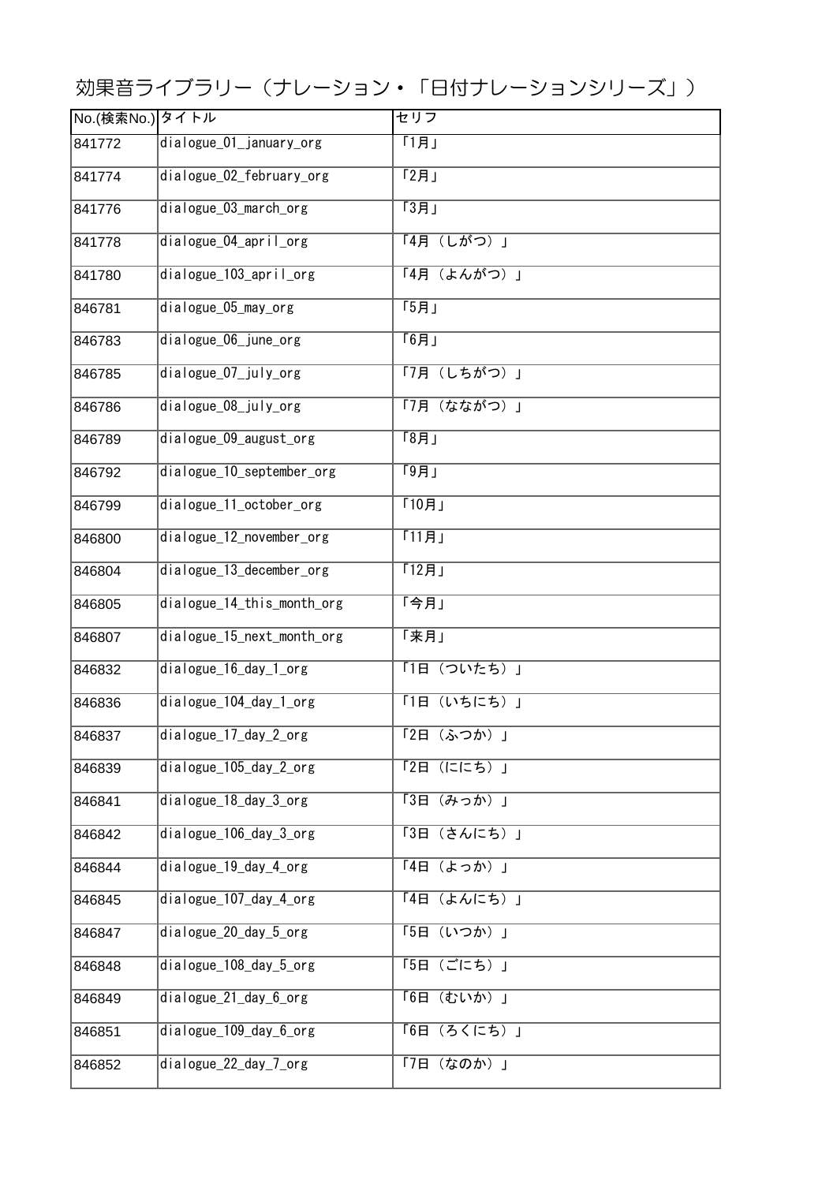# 効果音ライブラリー（ナレーション・「日付ナレーションシリーズ」）

| No.(検索No.) | タイトル | セリフ |
|---|---|---|
| 841772 | dialogue_01_january_org | 「1月」 |
| 841774 | dialogue_02_february_org | 「2月」 |
| 841776 | dialogue_03_march_org | 「3月」 |
| 841778 | dialogue_04_april_org | 「4月（しがつ）」 |
| 841780 | dialogue_103_april_org | 「4月（よんがつ）」 |
| 846781 | dialogue_05_may_org | 「5月」 |
| 846783 | dialogue_06_june_org | 「6月」 |
| 846785 | dialogue_07_july_org | 「7月（しちがつ）」 |
| 846786 | dialogue_08_july_org | 「7月（なながつ）」 |
| 846789 | dialogue_09_august_org | 「8月」 |
| 846792 | dialogue_10_september_org | 「9月」 |
| 846799 | dialogue_11_october_org | 「10月」 |
| 846800 | dialogue_12_november_org | 「11月」 |
| 846804 | dialogue_13_december_org | 「12月」 |
| 846805 | dialogue_14_this_month_org | 「今月」 |
| 846807 | dialogue_15_next_month_org | 「来月」 |
| 846832 | dialogue_16_day_1_org | 「1日（ついたち）」 |
| 846836 | dialogue_104_day_1_org | 「1日（いちにち）」 |
| 846837 | dialogue_17_day_2_org | 「2日（ふつか）」 |
| 846839 | dialogue_105_day_2_org | 「2日（ににち）」 |
| 846841 | dialogue_18_day_3_org | 「3日（みっか）」 |
| 846842 | dialogue_106_day_3_org | 「3日（さんにち）」 |
| 846844 | dialogue_19_day_4_org | 「4日（よっか）」 |
| 846845 | dialogue_107_day_4_org | 「4日（よんにち）」 |
| 846847 | dialogue_20_day_5_org | 「5日（いつか）」 |
| 846848 | dialogue_108_day_5_org | 「5日（ごにち）」 |
| 846849 | dialogue_21_day_6_org | 「6日（むいか）」 |
| 846851 | dialogue_109_day_6_org | 「6日（ろくにち）」 |
| 846852 | dialogue_22_day_7_org | 「7日（なのか）」 |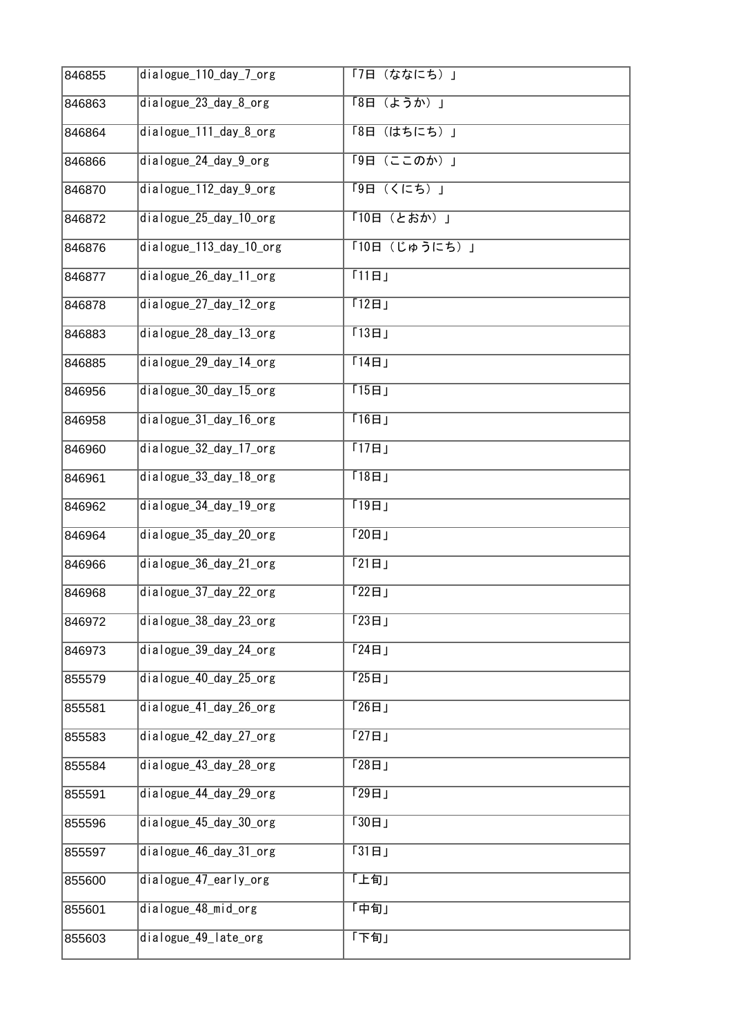| 846855 | dialogue_110_day_7_org | 「7日（なのか）」 |
|---|---|---|
| 846863 | dialogue_23_day_8_org | 「8日（ようか）」 |
| 846864 | dialogue_111_day_8_org | 「8日（はちにち）」 |
| 846866 | dialogue_24_day_9_org | 「9日（ここのか）」 |
| 846870 | dialogue_112_day_9_org | 「9日（くにち）」 |
| 846872 | dialogue_25_day_10_org | 「10日（とおか）」 |
| 846876 | dialogue_113_day_10_org | 「10日（じゅうにち）」 |
| 846877 | dialogue_26_day_11_org | 「11日」 |
| 846878 | dialogue_27_day_12_org | 「12日」 |
| 846883 | dialogue_28_day_13_org | 「13日」 |
| 846885 | dialogue_29_day_14_org | 「14日」 |
| 846956 | dialogue_30_day_15_org | 「15日」 |
| 846958 | dialogue_31_day_16_org | 「16日」 |
| 846960 | dialogue_32_day_17_org | 「17日」 |
| 846961 | dialogue_33_day_18_org | 「18日」 |
| 846962 | dialogue_34_day_19_org | 「19日」 |
| 846964 | dialogue_35_day_20_org | 「20日」 |
| 846966 | dialogue_36_day_21_org | 「21日」 |
| 846968 | dialogue_37_day_22_org | 「22日」 |
| 846972 | dialogue_38_day_23_org | 「23日」 |
| 846973 | dialogue_39_day_24_org | 「24日」 |
| 855579 | dialogue_40_day_25_org | 「25日」 |
| 855581 | dialogue_41_day_26_org | 「26日」 |
| 855583 | dialogue_42_day_27_org | 「27日」 |
| 855584 | dialogue_43_day_28_org | 「28日」 |
| 855591 | dialogue_44_day_29_org | 「29日」 |
| 855596 | dialogue_45_day_30_org | 「30日」 |
| 855597 | dialogue_46_day_31_org | 「31日」 |
| 855600 | dialogue_47_early_org | 「上旬」 |
| 855601 | dialogue_48_mid_org | 「中旬」 |
| 855603 | dialogue_49_late_org | 「下旬」 |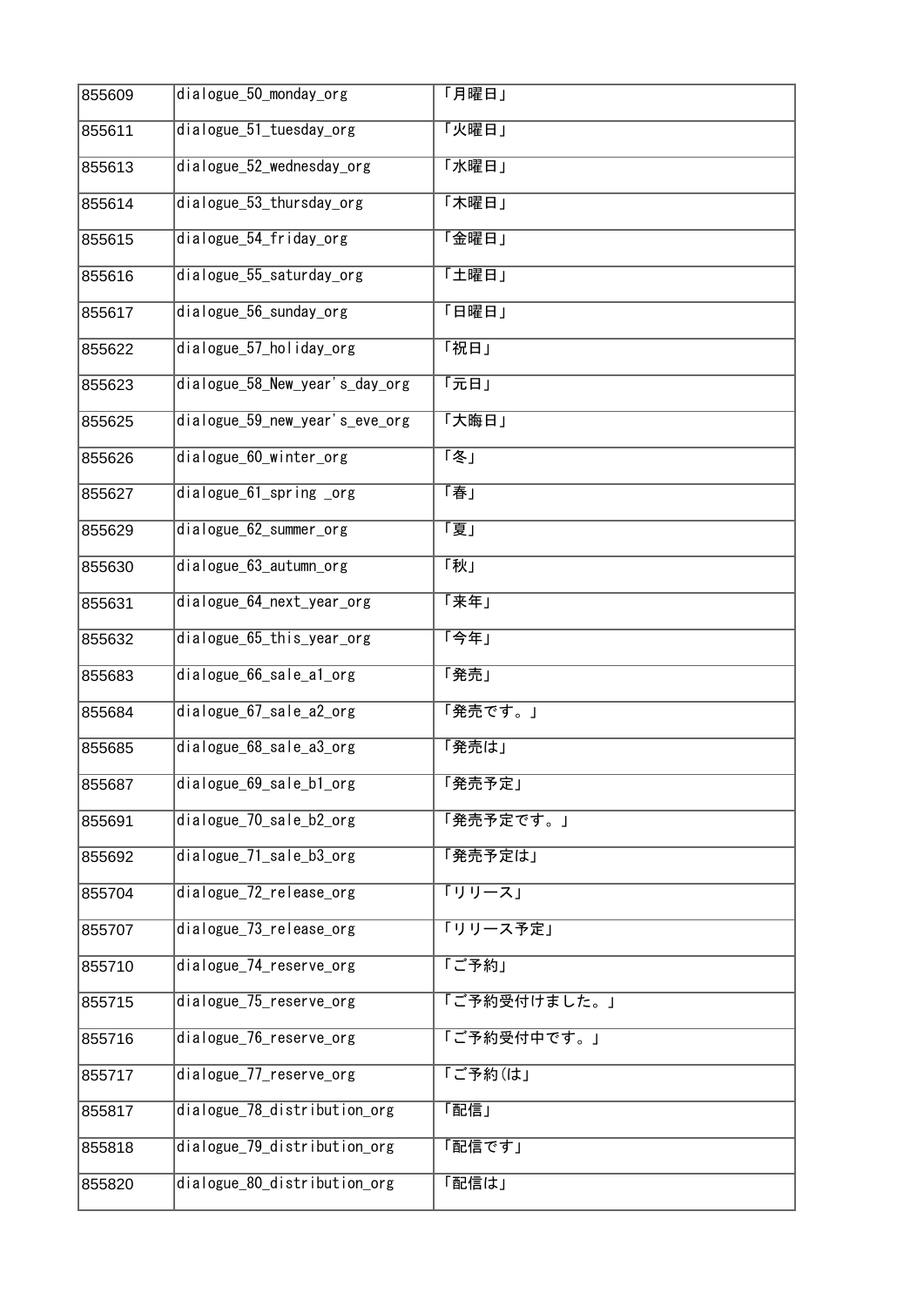| | | |
|---|---|---|
| 855609 | dialogue_50_monday_org | 「月曜日」 |
| 855611 | dialogue_51_tuesday_org | 「火曜日」 |
| 855613 | dialogue_52_wednesday_org | 「水曜日」 |
| 855614 | dialogue_53_thursday_org | 「木曜日」 |
| 855615 | dialogue_54_friday_org | 「金曜日」 |
| 855616 | dialogue_55_saturday_org | 「土曜日」 |
| 855617 | dialogue_56_sunday_org | 「日曜日」 |
| 855622 | dialogue_57_holiday_org | 「祝日」 |
| 855623 | dialogue_58_New_year's_day_org | 「元日」 |
| 855625 | dialogue_59_new_year's_eve_org | 「大晦日」 |
| 855626 | dialogue_60_winter_org | 「冬」 |
| 855627 | dialogue_61_spring _org | 「春」 |
| 855629 | dialogue_62_summer_org | 「夏」 |
| 855630 | dialogue_63_autumn_org | 「秋」 |
| 855631 | dialogue_64_next_year_org | 「来年」 |
| 855632 | dialogue_65_this_year_org | 「今年」 |
| 855683 | dialogue_66_sale_a1_org | 「発売」 |
| 855684 | dialogue_67_sale_a2_org | 「発売です。」 |
| 855685 | dialogue_68_sale_a3_org | 「発売は」 |
| 855687 | dialogue_69_sale_b1_org | 「発売予定」 |
| 855691 | dialogue_70_sale_b2_org | 「発売予定です。」 |
| 855692 | dialogue_71_sale_b3_org | 「発売予定は」 |
| 855704 | dialogue_72_release_org | 「リリース」 |
| 855707 | dialogue_73_release_org | 「リリース予定」 |
| 855710 | dialogue_74_reserve_org | 「ご予約」 |
| 855715 | dialogue_75_reserve_org | 「ご予約受付けました。」 |
| 855716 | dialogue_76_reserve_org | 「ご予約受付中です。」 |
| 855717 | dialogue_77_reserve_org | 「ご予約は」 |
| 855817 | dialogue_78_distribution_org | 「配信」 |
| 855818 | dialogue_79_distribution_org | 「配信です」 |
| 855820 | dialogue_80_distribution_org | 「配信は」 |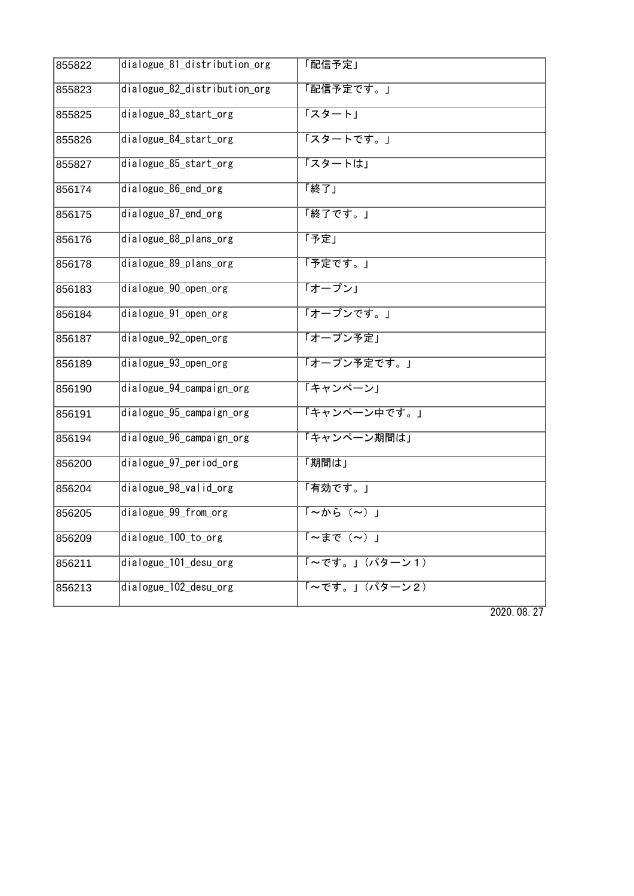| 855822 | dialogue_81_distribution_org | 「配信予定」 |
|---|---|---|
| 855823 | dialogue_82_distribution_org | 「配信予定です。」 |
| 855825 | dialogue_83_start_org | 「スタート」 |
| 855826 | dialogue_84_start_org | 「スタートです。」 |
| 855827 | dialogue_85_start_org | 「スタートは」 |
| 856174 | dialogue_86_end_org | 「終了」 |
| 856175 | dialogue_87_end_org | 「終了です。」 |
| 856176 | dialogue_88_plans_org | 「予定」 |
| 856178 | dialogue_89_plans_org | 「予定です。」 |
| 856183 | dialogue_90_open_org | 「オープン」 |
| 856184 | dialogue_91_open_org | 「オープンです。」 |
| 856187 | dialogue_92_open_org | 「オープン予定」 |
| 856189 | dialogue_93_open_org | 「オープン予定です。」 |
| 856190 | dialogue_94_campaign_org | 「キャンペーン」 |
| 856191 | dialogue_95_campaign_org | 「キャンペーン中です。」 |
| 856194 | dialogue_96_campaign_org | 「キャンペーン期間は」 |
| 856200 | dialogue_97_period_org | 「期間は」 |
| 856204 | dialogue_98_valid_org | 「有効です。」 |
| 856205 | dialogue_99_from_org | 「～から（～）」 |
| 856209 | dialogue_100_to_org | 「～まで（～）」 |
| 856211 | dialogue_101_desu_org | 「～です。」（パターン１） |
| 856213 | dialogue_102_desu_org | 「～です。」（パターン２） |

2020.08.27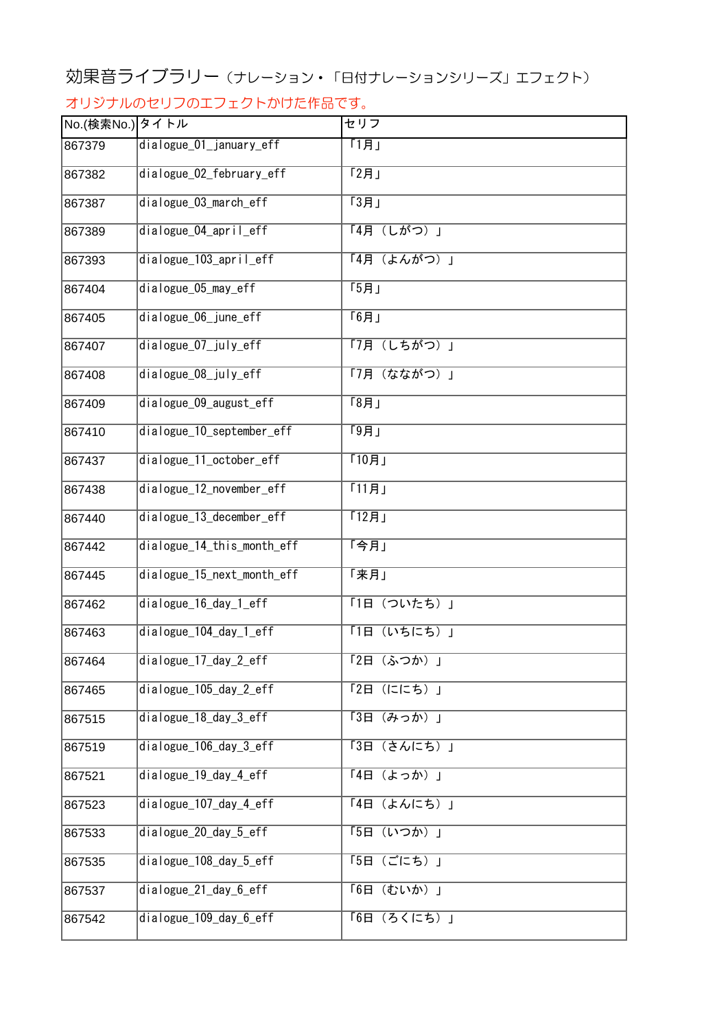# 効果音ライブラリー（ナレーション・「日付ナレーションシリーズ」エフェクト）

オリジナルのセリフのエフェクトかけた作品です。

| No.(検索No.) | タイトル | セリフ |
|---|---|---|
| 867379 | dialogue_01_january_eff | 「1月」 |
| 867382 | dialogue_02_february_eff | 「2月」 |
| 867387 | dialogue_03_march_eff | 「3月」 |
| 867389 | dialogue_04_april_eff | 「4月（しがつ）」 |
| 867393 | dialogue_103_april_eff | 「4月（よんがつ）」 |
| 867404 | dialogue_05_may_eff | 「5月」 |
| 867405 | dialogue_06_june_eff | 「6月」 |
| 867407 | dialogue_07_july_eff | 「7月（しちがつ）」 |
| 867408 | dialogue_08_july_eff | 「7月（なながつ）」 |
| 867409 | dialogue_09_august_eff | 「8月」 |
| 867410 | dialogue_10_september_eff | 「9月」 |
| 867437 | dialogue_11_october_eff | 「10月」 |
| 867438 | dialogue_12_november_eff | 「11月」 |
| 867440 | dialogue_13_december_eff | 「12月」 |
| 867442 | dialogue_14_this_month_eff | 「今月」 |
| 867445 | dialogue_15_next_month_eff | 「来月」 |
| 867462 | dialogue_16_day_1_eff | 「1日（ついたち）」 |
| 867463 | dialogue_104_day_1_eff | 「1日（いちにち）」 |
| 867464 | dialogue_17_day_2_eff | 「2日（ふつか）」 |
| 867465 | dialogue_105_day_2_eff | 「2日（ににち）」 |
| 867515 | dialogue_18_day_3_eff | 「3日（みっか）」 |
| 867519 | dialogue_106_day_3_eff | 「3日（さんにち）」 |
| 867521 | dialogue_19_day_4_eff | 「4日（よっか）」 |
| 867523 | dialogue_107_day_4_eff | 「4日（よんにち）」 |
| 867533 | dialogue_20_day_5_eff | 「5日（いつか）」 |
| 867535 | dialogue_108_day_5_eff | 「5日（ごにち）」 |
| 867537 | dialogue_21_day_6_eff | 「6日（むいか）」 |
| 867542 | dialogue_109_day_6_eff | 「6日（ろくにち）」 |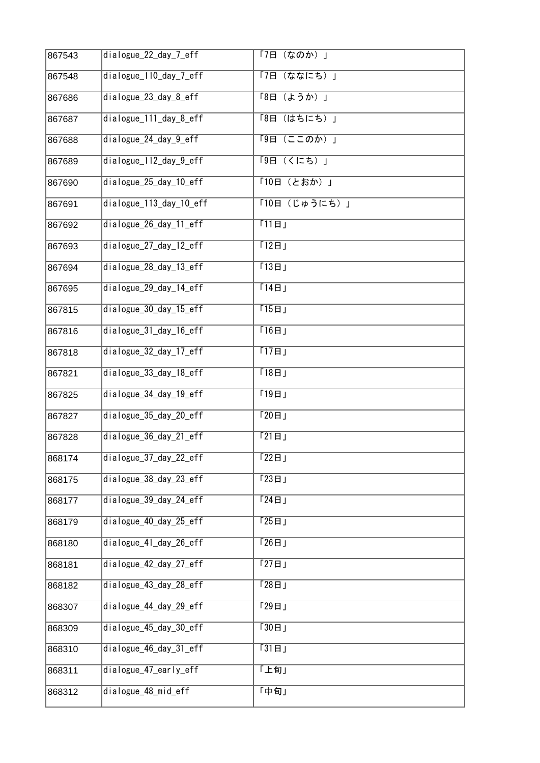| 867543 | dialogue_22_day_7_eff | 「7日（なのか）」 |
|---|---|---|
| 867548 | dialogue_110_day_7_eff | 「7日（なななにち）」 |
| 867686 | dialogue_23_day_8_eff | 「8日（ようか）」 |
| 867687 | dialogue_111_day_8_eff | 「8日（はちにち）」 |
| 867688 | dialogue_24_day_9_eff | 「9日（ここのか）」 |
| 867689 | dialogue_112_day_9_eff | 「9日（くにち）」 |
| 867690 | dialogue_25_day_10_eff | 「10日（とおか）」 |
| 867691 | dialogue_113_day_10_eff | 「10日（じゅうにち）」 |
| 867692 | dialogue_26_day_11_eff | 「11日」 |
| 867693 | dialogue_27_day_12_eff | 「12日」 |
| 867694 | dialogue_28_day_13_eff | 「13日」 |
| 867695 | dialogue_29_day_14_eff | 「14日」 |
| 867815 | dialogue_30_day_15_eff | 「15日」 |
| 867816 | dialogue_31_day_16_eff | 「16日」 |
| 867818 | dialogue_32_day_17_eff | 「17日」 |
| 867821 | dialogue_33_day_18_eff | 「18日」 |
| 867825 | dialogue_34_day_19_eff | 「19日」 |
| 867827 | dialogue_35_day_20_eff | 「20日」 |
| 867828 | dialogue_36_day_21_eff | 「21日」 |
| 868174 | dialogue_37_day_22_eff | 「22日」 |
| 868175 | dialogue_38_day_23_eff | 「23日」 |
| 868177 | dialogue_39_day_24_eff | 「24日」 |
| 868179 | dialogue_40_day_25_eff | 「25日」 |
| 868180 | dialogue_41_day_26_eff | 「26日」 |
| 868181 | dialogue_42_day_27_eff | 「27日」 |
| 868182 | dialogue_43_day_28_eff | 「28日」 |
| 868307 | dialogue_44_day_29_eff | 「29日」 |
| 868309 | dialogue_45_day_30_eff | 「30日」 |
| 868310 | dialogue_46_day_31_eff | 「31日」 |
| 868311 | dialogue_47_early_eff | 「上旬」 |
| 868312 | dialogue_48_mid_eff | 「中旬」 |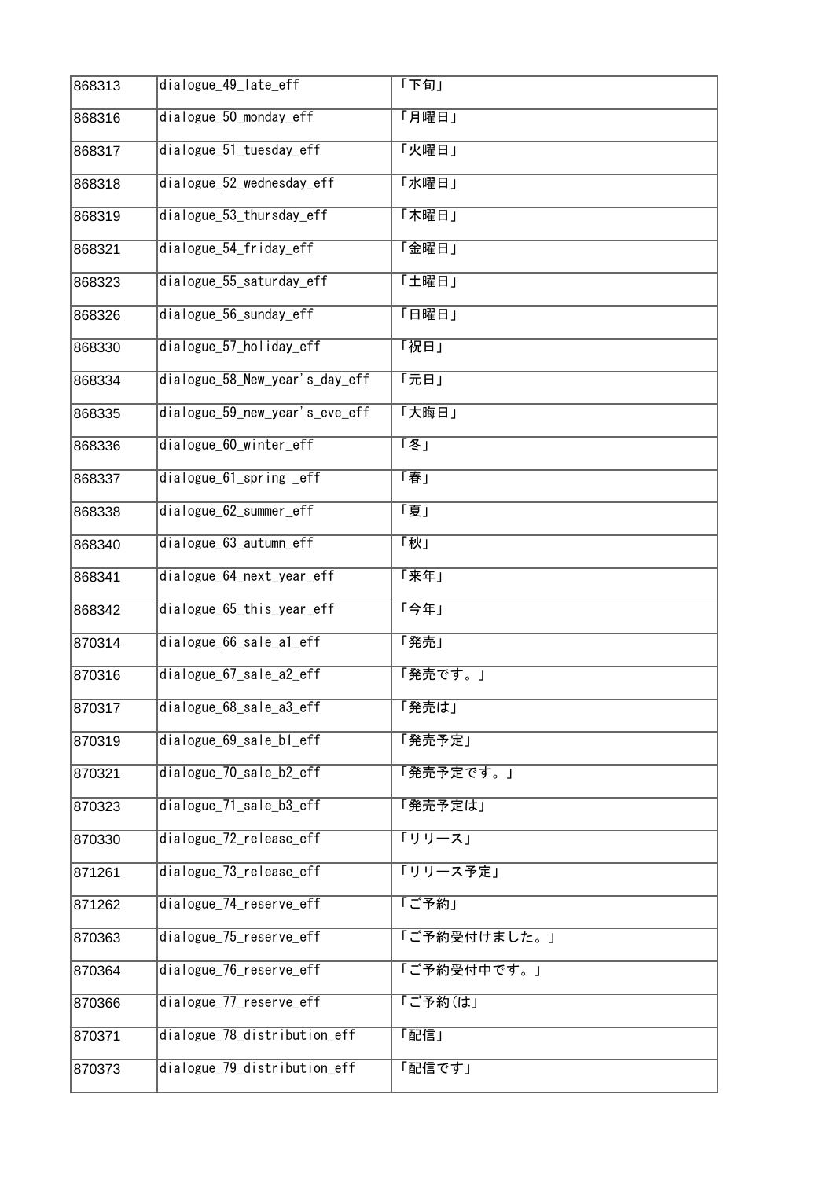| 868313 | dialogue_49_late_eff | 「下旬」 |
|---|---|---|
| 868316 | dialogue_50_monday_eff | 「月曜日」 |
| 868317 | dialogue_51_tuesday_eff | 「火曜日」 |
| 868318 | dialogue_52_wednesday_eff | 「水曜日」 |
| 868319 | dialogue_53_thursday_eff | 「木曜日」 |
| 868321 | dialogue_54_friday_eff | 「金曜日」 |
| 868323 | dialogue_55_saturday_eff | 「土曜日」 |
| 868326 | dialogue_56_sunday_eff | 「日曜日」 |
| 868330 | dialogue_57_holiday_eff | 「祝日」 |
| 868334 | dialogue_58_New_year's_day_eff | 「元日」 |
| 868335 | dialogue_59_new_year's_eve_eff | 「大晦日」 |
| 868336 | dialogue_60_winter_eff | 「冬」 |
| 868337 | dialogue_61_spring _eff | 「春」 |
| 868338 | dialogue_62_summer_eff | 「夏」 |
| 868340 | dialogue_63_autumn_eff | 「秋」 |
| 868341 | dialogue_64_next_year_eff | 「来年」 |
| 868342 | dialogue_65_this_year_eff | 「今年」 |
| 870314 | dialogue_66_sale_a1_eff | 「発売」 |
| 870316 | dialogue_67_sale_a2_eff | 「発売です。」 |
| 870317 | dialogue_68_sale_a3_eff | 「発売は」 |
| 870319 | dialogue_69_sale_b1_eff | 「発売予定」 |
| 870321 | dialogue_70_sale_b2_eff | 「発売予定です。」 |
| 870323 | dialogue_71_sale_b3_eff | 「発売予定は」 |
| 870330 | dialogue_72_release_eff | 「リリース」 |
| 871261 | dialogue_73_release_eff | 「リリース予定」 |
| 871262 | dialogue_74_reserve_eff | 「ご予約」 |
| 870363 | dialogue_75_reserve_eff | 「ご予約受付けました。」 |
| 870364 | dialogue_76_reserve_eff | 「ご予約受付中です。」 |
| 870366 | dialogue_77_reserve_eff | 「ご予約は」 |
| 870371 | dialogue_78_distribution_eff | 「配信」 |
| 870373 | dialogue_79_distribution_eff | 「配信です」 |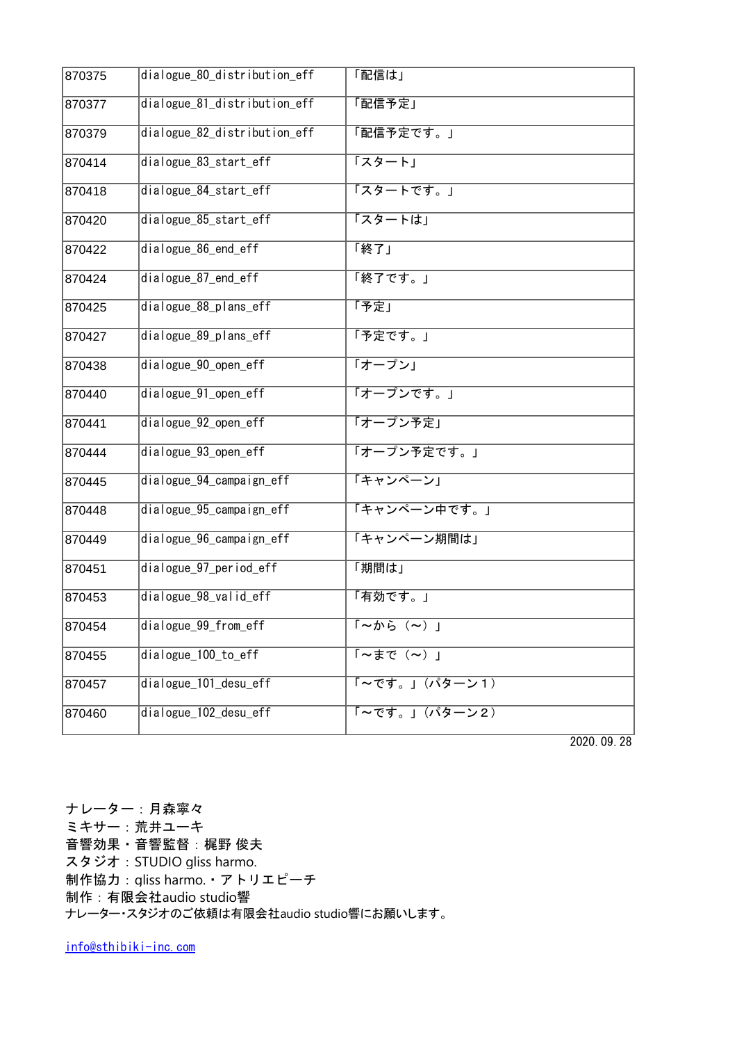| | | |
|---|---|---|
| 870375 | dialogue_80_distribution_eff | 「配信は」 |
| 870377 | dialogue_81_distribution_eff | 「配信予定」 |
| 870379 | dialogue_82_distribution_eff | 「配信予定です。」 |
| 870414 | dialogue_83_start_eff | 「スタート」 |
| 870418 | dialogue_84_start_eff | 「スタートです。」 |
| 870420 | dialogue_85_start_eff | 「スタートは」 |
| 870422 | dialogue_86_end_eff | 「終了」 |
| 870424 | dialogue_87_end_eff | 「終了です。」 |
| 870425 | dialogue_88_plans_eff | 「予定」 |
| 870427 | dialogue_89_plans_eff | 「予定です。」 |
| 870438 | dialogue_90_open_eff | 「オープン」 |
| 870440 | dialogue_91_open_eff | 「オープンです。」 |
| 870441 | dialogue_92_open_eff | 「オープン予定」 |
| 870444 | dialogue_93_open_eff | 「オープン予定です。」 |
| 870445 | dialogue_94_campaign_eff | 「キャンペーン」 |
| 870448 | dialogue_95_campaign_eff | 「キャンペーン中です。」 |
| 870449 | dialogue_96_campaign_eff | 「キャンペーン期間は」 |
| 870451 | dialogue_97_period_eff | 「期間は」 |
| 870453 | dialogue_98_valid_eff | 「有効です。」 |
| 870454 | dialogue_99_from_eff | 「～から（～）」 |
| 870455 | dialogue_100_to_eff | 「～まで（～）」 |
| 870457 | dialogue_101_desu_eff | 「～です。」（パターン１） |
| 870460 | dialogue_102_desu_eff | 「～です。」（パターン２） |

2020.09.28

ナレーター：月森寧々
ミキサー：荒井ユーキ
音響効果・音響監督：梶野 俊夫
スタジオ：STUDIO gliss harmo.
制作協力：gliss harmo.・アトリエピーチ
制作：有限会社audio studio響
ナレーター･スタジオのご依頼は有限会社audio studio響にお願いします。

info@sthibiki-inc.com